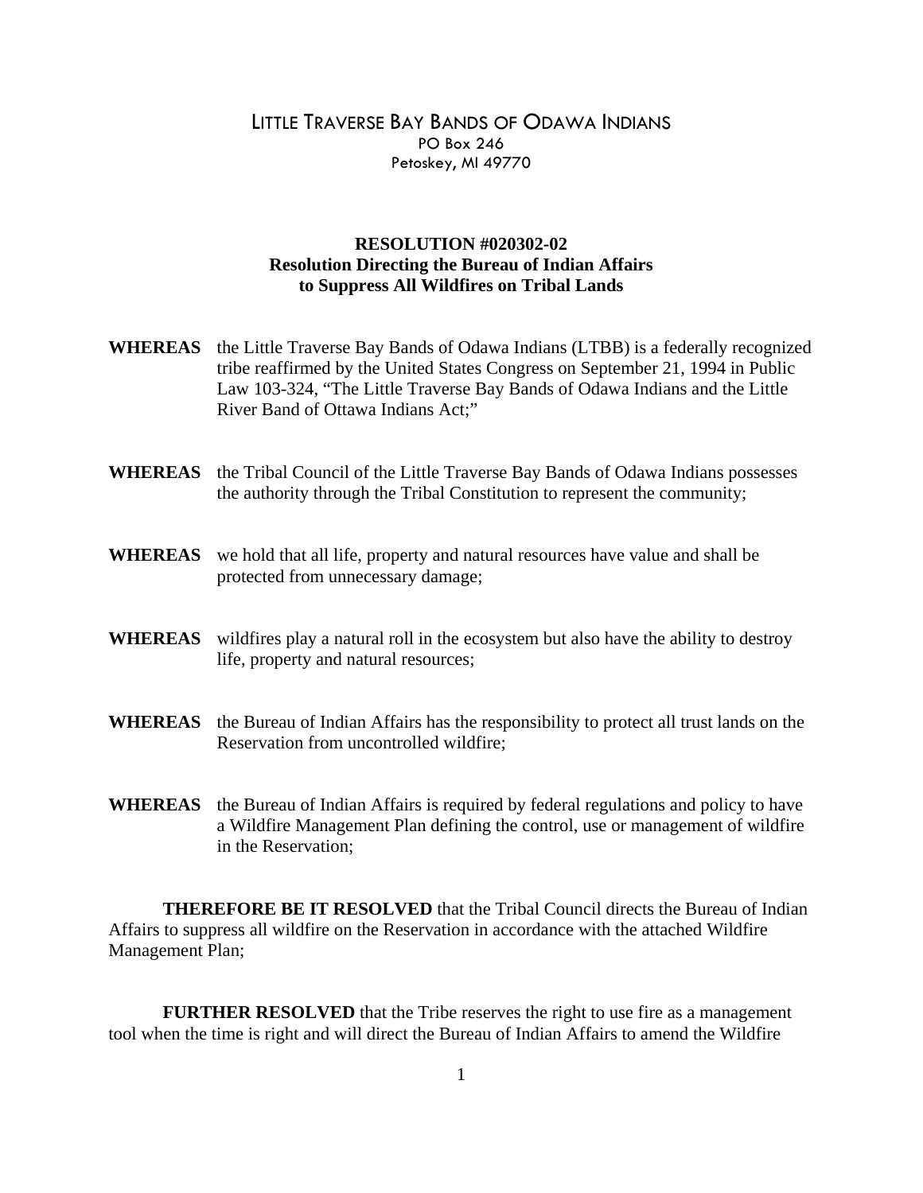# Little Traverse Bay Bands of Odawa Indians

PO Box 246
Petoskey, MI 49770

## RESOLUTION #020302-02
### Resolution Directing the Bureau of Indian Affairs to Suppress All Wildfires on Tribal Lands

**WHEREAS** the Little Traverse Bay Bands of Odawa Indians (LTBB) is a federally recognized tribe reaffirmed by the United States Congress on September 21, 1994 in Public Law 103-324, "The Little Traverse Bay Bands of Odawa Indians and the Little River Band of Ottawa Indians Act;"

**WHEREAS** the Tribal Council of the Little Traverse Bay Bands of Odawa Indians possesses the authority through the Tribal Constitution to represent the community;

**WHEREAS** we hold that all life, property and natural resources have value and shall be protected from unnecessary damage;

**WHEREAS** wildfires play a natural roll in the ecosystem but also have the ability to destroy life, property and natural resources;

**WHEREAS** the Bureau of Indian Affairs has the responsibility to protect all trust lands on the Reservation from uncontrolled wildfire;

**WHEREAS** the Bureau of Indian Affairs is required by federal regulations and policy to have a Wildfire Management Plan defining the control, use or management of wildfire in the Reservation;

**THEREFORE BE IT RESOLVED** that the Tribal Council directs the Bureau of Indian Affairs to suppress all wildfire on the Reservation in accordance with the attached Wildfire Management Plan;

**FURTHER RESOLVED** that the Tribe reserves the right to use fire as a management tool when the time is right and will direct the Bureau of Indian Affairs to amend the Wildfire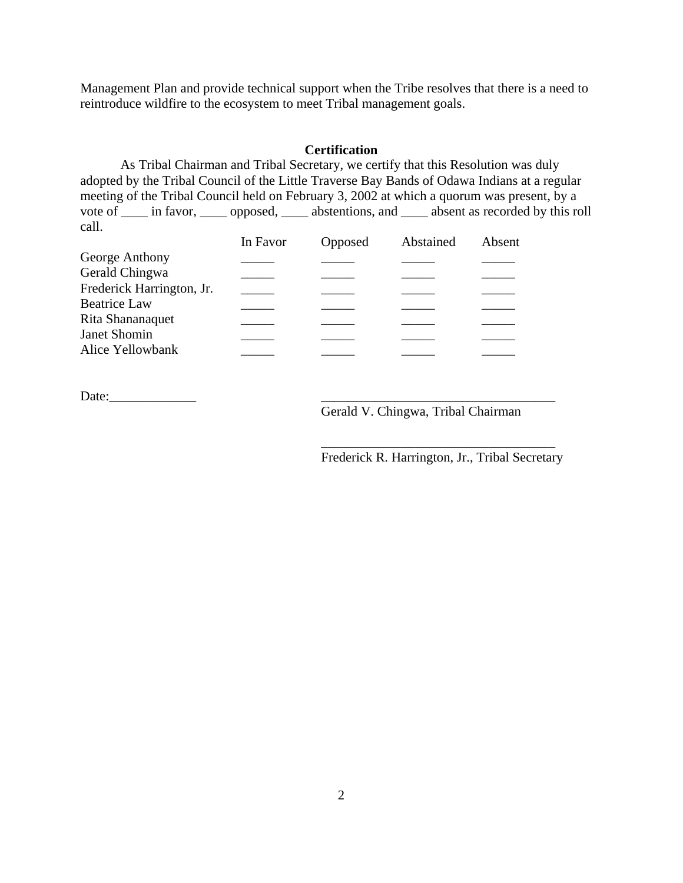Management Plan and provide technical support when the Tribe resolves that there is a need to reintroduce wildfire to the ecosystem to meet Tribal management goals.

**Certification**

As Tribal Chairman and Tribal Secretary, we certify that this Resolution was duly adopted by the Tribal Council of the Little Traverse Bay Bands of Odawa Indians at a regular meeting of the Tribal Council held on February 3, 2002 at which a quorum was present, by a vote of ____ in favor, ____ opposed, ____ abstentions, and ____ absent as recorded by this roll call.

| | In Favor | Opposed | Abstained | Absent |
|---|---|---|---|---|
| George Anthony | _____ | _____ | _____ | _____ |
| Gerald Chingwa | _____ | _____ | _____ | _____ |
| Frederick Harrington, Jr. | _____ | _____ | _____ | _____ |
| Beatrice Law | _____ | _____ | _____ | _____ |
| Rita Shananaquet | _____ | _____ | _____ | _____ |
| Janet Shomin | _____ | _____ | _____ | _____ |
| Alice Yellowbank | _____ | _____ | _____ | _____ |

Date:_____________

___________________________________
Gerald V. Chingwa, Tribal Chairman

___________________________________
Frederick R. Harrington, Jr., Tribal Secretary